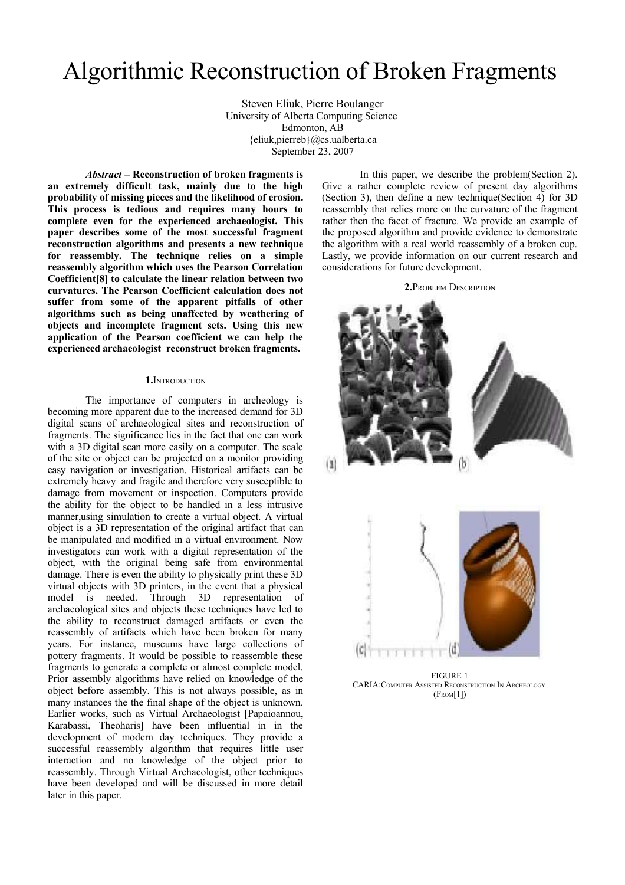# Algorithmic Reconstruction of Broken Fragments

Steven Eliuk, Pierre Boulanger
University of Alberta Computing Science
Edmonton, AB
{eliuk,pierreb}@cs.ualberta.ca
September 23, 2007

***Abstract* – Reconstruction of broken fragments is an extremely difficult task, mainly due to the high probability of missing pieces and the likelihood of erosion. This process is tedious and requires many hours to complete even for the experienced archaeologist. This paper describes some of the most successful fragment reconstruction algorithms and presents a new technique for reassembly. The technique relies on a simple reassembly algorithm which uses the Pearson Correlation Coefficient[8] to calculate the linear relation between two curvatures. The Pearson Coefficient calculation does not suffer from some of the apparent pitfalls of other algorithms such as being unaffected by weathering of objects and incomplete fragment sets. Using this new application of the Pearson coefficient we can help the experienced archaeologist reconstruct broken fragments.**

## 1. Introduction

The importance of computers in archeology is becoming more apparent due to the increased demand for 3D digital scans of archaeological sites and reconstruction of fragments. The significance lies in the fact that one can work with a 3D digital scan more easily on a computer. The scale of the site or object can be projected on a monitor providing easy navigation or investigation. Historical artifacts can be extremely heavy and fragile and therefore very susceptible to damage from movement or inspection. Computers provide the ability for the object to be handled in a less intrusive manner,using simulation to create a virtual object. A virtual object is a 3D representation of the original artifact that can be manipulated and modified in a virtual environment. Now investigators can work with a digital representation of the object, with the original being safe from environmental damage. There is even the ability to physically print these 3D virtual objects with 3D printers, in the event that a physical model is needed. Through 3D representation of archaeological sites and objects these techniques have led to the ability to reconstruct damaged artifacts or even the reassembly of artifacts which have been broken for many years. For instance, museums have large collections of pottery fragments. It would be possible to reassemble these fragments to generate a complete or almost complete model. Prior assembly algorithms have relied on knowledge of the object before assembly. This is not always possible, as in many instances the the final shape of the object is unknown. Earlier works, such as Virtual Archaeologist [Papaioannou, Karabassi, Theoharis] have been influential in in the development of modern day techniques. They provide a successful reassembly algorithm that requires little user interaction and no knowledge of the object prior to reassembly. Through Virtual Archaeologist, other techniques have been developed and will be discussed in more detail later in this paper.

In this paper, we describe the problem(Section 2). Give a rather complete review of present day algorithms (Section 3), then define a new technique(Section 4) for 3D reassembly that relies more on the curvature of the fragment rather then the facet of fracture. We provide an example of the proposed algorithm and provide evidence to demonstrate the algorithm with a real world reassembly of a broken cup. Lastly, we provide information on our current research and considerations for future development.

## 2. Problem Description

FIGURE 1
CARIA: Computer Assisted Reconstruction In Archeology (From[1])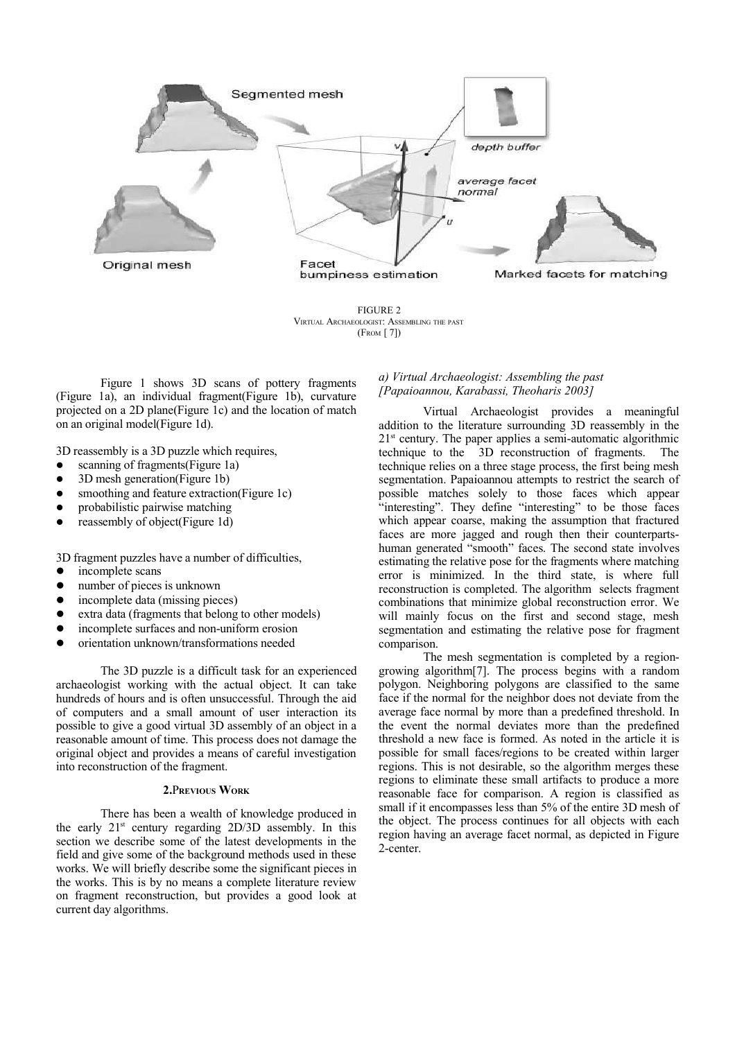FIGURE 2
VIRTUAL ARCHAEOLOGIST: ASSEMBLING THE PAST
(FROM [7])

Figure 1 shows 3D scans of pottery fragments (Figure 1a), an individual fragment(Figure 1b), curvature projected on a 2D plane(Figure 1c) and the location of match on an original model(Figure 1d).

3D reassembly is a 3D puzzle which requires,

- scanning of fragments(Figure 1a)
- 3D mesh generation(Figure 1b)
- smoothing and feature extraction(Figure 1c)
- probabilistic pairwise matching
- reassembly of object(Figure 1d)

3D fragment puzzles have a number of difficulties,

- incomplete scans
- number of pieces is unknown
- incomplete data (missing pieces)
- extra data (fragments that belong to other models)
- incomplete surfaces and non-uniform erosion
- orientation unknown/transformations needed

The 3D puzzle is a difficult task for an experienced archaeologist working with the actual object. It can take hundreds of hours and is often unsuccessful. Through the aid of computers and a small amount of user interaction its possible to give a good virtual 3D assembly of an object in a reasonable amount of time. This process does not damage the original object and provides a means of careful investigation into reconstruction of the fragment.

## 2.PREVIOUS WORK

There has been a wealth of knowledge produced in the early 21st century regarding 2D/3D assembly. In this section we describe some of the latest developments in the field and give some of the background methods used in these works. We will briefly describe some the significant pieces in the works. This is by no means a complete literature review on fragment reconstruction, but provides a good look at current day algorithms.

*a) Virtual Archaeologist: Assembling the past [Papaioannou, Karabassi, Theoharis 2003]*

Virtual Archaeologist provides a meaningful addition to the literature surrounding 3D reassembly in the 21st century. The paper applies a semi-automatic algorithmic technique to the 3D reconstruction of fragments. The technique relies on a three stage process, the first being mesh segmentation. Papaioannou attempts to restrict the search of possible matches solely to those faces which appear "interesting". They define "interesting" to be those faces which appear coarse, making the assumption that fractured faces are more jagged and rough then their counterparts-human generated "smooth" faces. The second state involves estimating the relative pose for the fragments where matching error is minimized. In the third state, is where full reconstruction is completed. The algorithm selects fragment combinations that minimize global reconstruction error. We will mainly focus on the first and second stage, mesh segmentation and estimating the relative pose for fragment comparison.

The mesh segmentation is completed by a region-growing algorithm[7]. The process begins with a random polygon. Neighboring polygons are classified to the same face if the normal for the neighbor does not deviate from the average face normal by more than a predefined threshold. In the event the normal deviates more than the predefined threshold a new face is formed. As noted in the article it is possible for small faces/regions to be created within larger regions. This is not desirable, so the algorithm merges these regions to eliminate these small artifacts to produce a more reasonable face for comparison. A region is classified as small if it encompasses less than 5% of the entire 3D mesh of the object. The process continues for all objects with each region having an average facet normal, as depicted in Figure 2-center.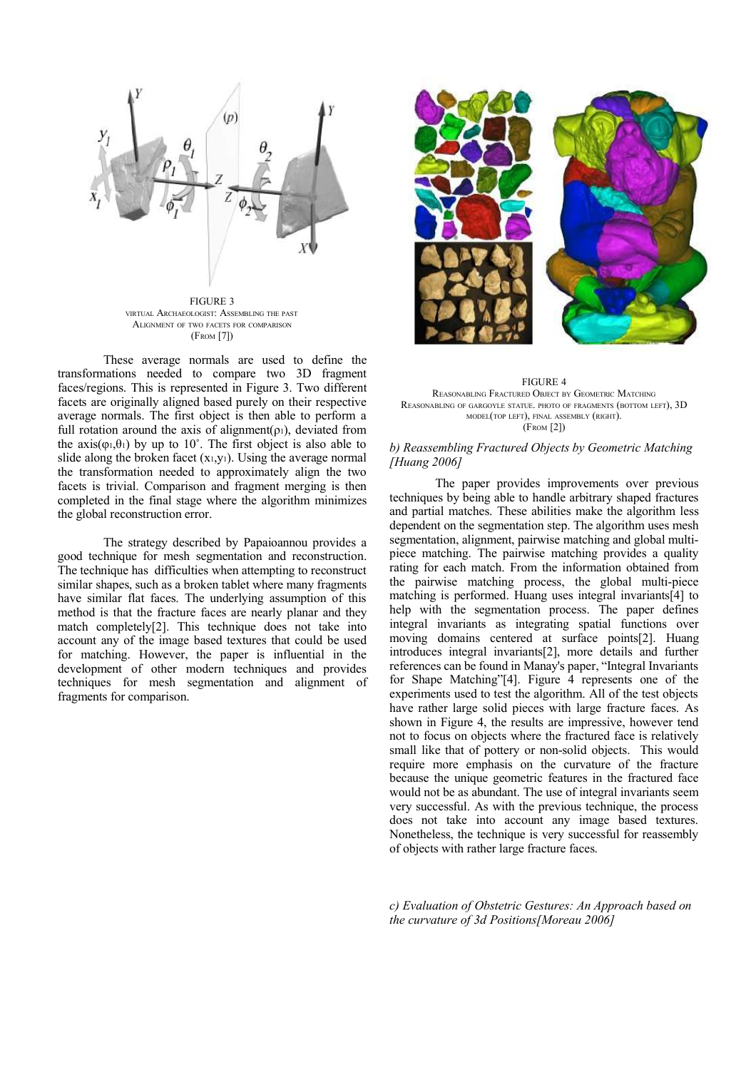FIGURE 3
VIRTUAL ARCHAEOLOGIST: ASSEMBLING THE PAST
ALIGNMENT OF TWO FACETS FOR COMPARISON
(FROM [7])

These average normals are used to define the transformations needed to compare two 3D fragment faces/regions. This is represented in Figure 3. Two different facets are originally aligned based purely on their respective average normals. The first object is then able to perform a full rotation around the axis of alignment($\rho_1$), deviated from the axis($\varphi_1,\theta_1$) by up to 10˚. The first object is also able to slide along the broken facet ($x_1,y_1$). Using the average normal the transformation needed to approximately align the two facets is trivial. Comparison and fragment merging is then completed in the final stage where the algorithm minimizes the global reconstruction error.

The strategy described by Papaioannou provides a good technique for mesh segmentation and reconstruction. The technique has difficulties when attempting to reconstruct similar shapes, such as a broken tablet where many fragments have similar flat faces. The underlying assumption of this method is that the fracture faces are nearly planar and they match completely[2]. This technique does not take into account any of the image based textures that could be used for matching. However, the paper is influential in the development of other modern techniques and provides techniques for mesh segmentation and alignment of fragments for comparison.

FIGURE 4
REASONABLING FRACTURED OBJECT BY GEOMETRIC MATCHING
REASONABLING OF GARGOYLE STATUE. PHOTO OF FRAGMENTS (BOTTOM LEFT), 3D MODEL(TOP LEFT), FINAL ASSEMBLY (RIGHT).
(FROM [2])

*b) Reassembling Fractured Objects by Geometric Matching [Huang 2006]*

The paper provides improvements over previous techniques by being able to handle arbitrary shaped fractures and partial matches. These abilities make the algorithm less dependent on the segmentation step. The algorithm uses mesh segmentation, alignment, pairwise matching and global multi-piece matching. The pairwise matching provides a quality rating for each match. From the information obtained from the pairwise matching process, the global multi-piece matching is performed. Huang uses integral invariants[4] to help with the segmentation process. The paper defines integral invariants as integrating spatial functions over moving domains centered at surface points[2]. Huang introduces integral invariants[2], more details and further references can be found in Manay's paper, "Integral Invariants for Shape Matching"[4]. Figure 4 represents one of the experiments used to test the algorithm. All of the test objects have rather large solid pieces with large fracture faces. As shown in Figure 4, the results are impressive, however tend not to focus on objects where the fractured face is relatively small like that of pottery or non-solid objects. This would require more emphasis on the curvature of the fracture because the unique geometric features in the fractured face would not be as abundant. The use of integral invariants seem very successful. As with the previous technique, the process does not take into account any image based textures. Nonetheless, the technique is very successful for reassembly of objects with rather large fracture faces.

*c) Evaluation of Obstetric Gestures: An Approach based on the curvature of 3d Positions[Moreau 2006]*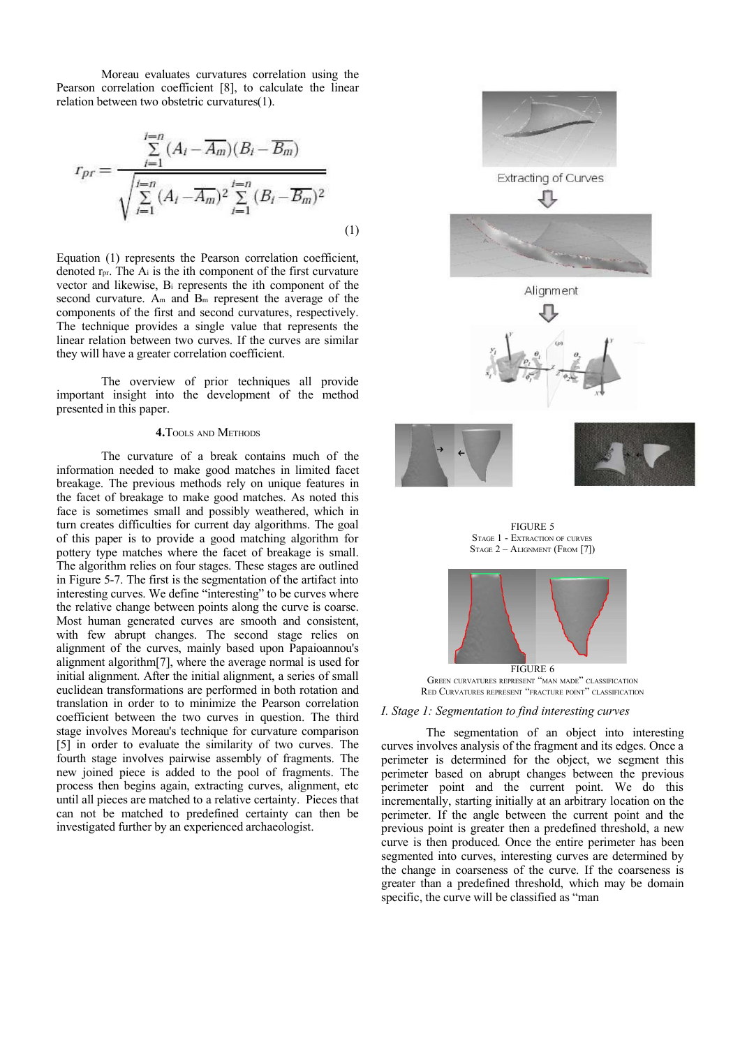Moreau evaluates curvatures correlation using the Pearson correlation coefficient [8], to calculate the linear relation between two obstetric curvatures(1).

$$r_{pr} = \frac{\sum_{i=1}^{i=n} (A_i - \overline{A_m})(B_i - \overline{B_m})}{\sqrt{\sum_{i=1}^{i=n} (A_i - \overline{A_m})^2 \sum_{i=1}^{i=n} (B_i - \overline{B_m})^2}} \quad (1)$$

Equation (1) represents the Pearson correlation coefficient, denoted $r_{pr}$. The $A_i$ is the ith component of the first curvature vector and likewise, $B_i$ represents the ith component of the second curvature. $A_m$ and $B_m$ represent the average of the components of the first and second curvatures, respectively. The technique provides a single value that represents the linear relation between two curves. If the curves are similar they will have a greater correlation coefficient.

The overview of prior techniques all provide important insight into the development of the method presented in this paper.

## 4. Tools and Methods

The curvature of a break contains much of the information needed to make good matches in limited facet breakage. The previous methods rely on unique features in the facet of breakage to make good matches. As noted this face is sometimes small and possibly weathered, which in turn creates difficulties for current day algorithms. The goal of this paper is to provide a good matching algorithm for pottery type matches where the facet of breakage is small. The algorithm relies on four stages. These stages are outlined in Figure 5-7. The first is the segmentation of the artifact into interesting curves. We define "interesting" to be curves where the relative change between points along the curve is coarse. Most human generated curves are smooth and consistent, with few abrupt changes. The second stage relies on alignment of the curves, mainly based upon Papaioannou's alignment algorithm[7], where the average normal is used for initial alignment. After the initial alignment, a series of small euclidean transformations are performed in both rotation and translation in order to to minimize the Pearson correlation coefficient between the two curves in question. The third stage involves Moreau's technique for curvature comparison [5] in order to evaluate the similarity of two curves. The fourth stage involves pairwise assembly of fragments. The new joined piece is added to the pool of fragments. The process then begins again, extracting curves, alignment, etc until all pieces are matched to a relative certainty. Pieces that can not be matched to predefined certainty can then be investigated further by an experienced archaeologist.

Extracting of Curves

Alignment

FIGURE 5
Stage 1 - Extraction of curves
Stage 2 – Alignment (From [7])

FIGURE 6
Green curvatures represent "man made" classification
Red Curvatures represent "fracture point" classification

### *I. Stage 1: Segmentation to find interesting curves*

The segmentation of an object into interesting curves involves analysis of the fragment and its edges. Once a perimeter is determined for the object, we segment this perimeter based on abrupt changes between the previous perimeter point and the current point. We do this incrementally, starting initially at an arbitrary location on the perimeter. If the angle between the current point and the previous point is greater then a predefined threshold, a new curve is then produced. Once the entire perimeter has been segmented into curves, interesting curves are determined by the change in coarseness of the curve. If the coarseness is greater then a predefined threshold, which may be domain specific, the curve will be classified as "man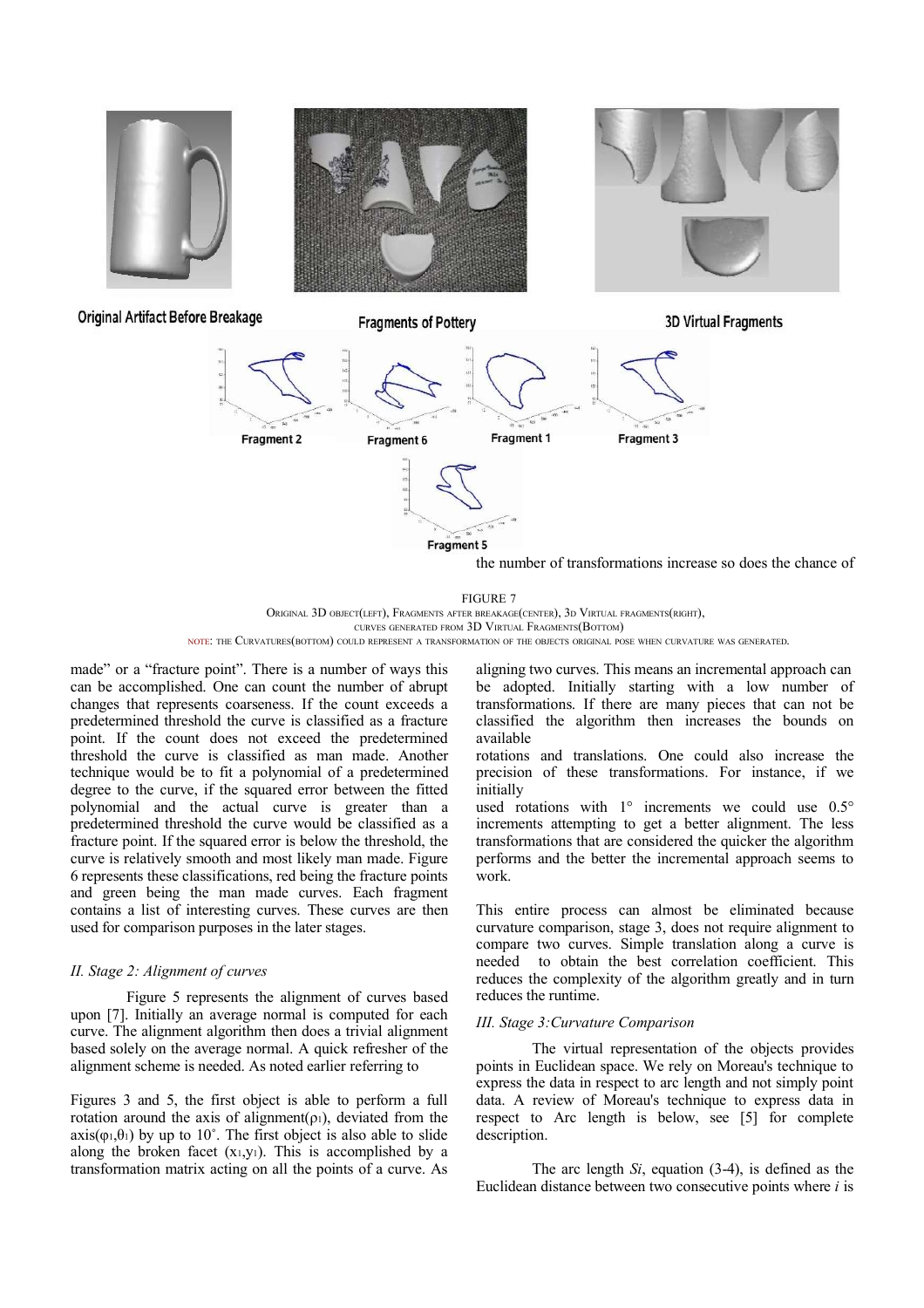Original Artifact Before Breakage

Fragments of Pottery

3D Virtual Fragments

Fragment 2 Fragment 6 Fragment 1 Fragment 3

Fragment 5

FIGURE 7
ORIGINAL 3D OBJECT(LEFT), FRAGMENTS AFTER BREAKAGE(CENTER), 3D VIRTUAL FRAGMENTS(RIGHT), CURVES GENERATED FROM 3D VIRTUAL FRAGMENTS(BOTTOM)
NOTE: THE CURVATURES(BOTTOM) COULD REPRESENT A TRANSFORMATION OF THE OBJECTS ORIGINAL POSE WHEN CURVATURE WAS GENERATED.

made" or a "fracture point". There is a number of ways this can be accomplished. One can count the number of abrupt changes that represents coarseness. If the count exceeds a predetermined threshold the curve is classified as a fracture point. If the count does not exceed the predetermined threshold the curve is classified as man made. Another technique would be to fit a polynomial of a predetermined degree to the curve, if the squared error between the fitted polynomial and the actual curve is greater than a predetermined threshold the curve would be classified as a fracture point. If the squared error is below the threshold, the curve is relatively smooth and most likely man made. Figure 6 represents these classifications, red being the fracture points and green being the man made curves. Each fragment contains a list of interesting curves. These curves are then used for comparison purposes in the later stages.

### *II. Stage 2: Alignment of curves*

Figure 5 represents the alignment of curves based upon [7]. Initially an average normal is computed for each curve. The alignment algorithm then does a trivial alignment based solely on the average normal. A quick refresher of the alignment scheme is needed. As noted earlier referring to

Figures 3 and 5, the first object is able to perform a full rotation around the axis of alignment($\rho_1$), deviated from the axis($\varphi_1,\theta_1$) by up to 10˚. The first object is also able to slide along the broken facet ($x_1,y_1$). This is accomplished by a transformation matrix acting on all the points of a curve. As the number of transformations increase so does the chance of aligning two curves. This means an incremental approach can be adopted. Initially starting with a low number of transformations. If there are many pieces that can not be classified the algorithm then increases the bounds on available rotations and translations. One could also increase the precision of these transformations. For instance, if we initially used rotations with 1° increments we could use 0.5° increments attempting to get a better alignment. The less transformations that are considered the quicker the algorithm performs and the better the incremental approach seems to work.

This entire process can almost be eliminated because curvature comparison, stage 3, does not require alignment to compare two curves. Simple translation along a curve is needed to obtain the best correlation coefficient. This reduces the complexity of the algorithm greatly and in turn reduces the runtime.

### *III. Stage 3:Curvature Comparison*

The virtual representation of the objects provides points in Euclidean space. We rely on Moreau's technique to express the data in respect to arc length and not simply point data. A review of Moreau's technique to express data in respect to Arc length is below, see [5] for complete description.

The arc length *Si*, equation (3-4), is defined as the Euclidean distance between two consecutive points where *i* is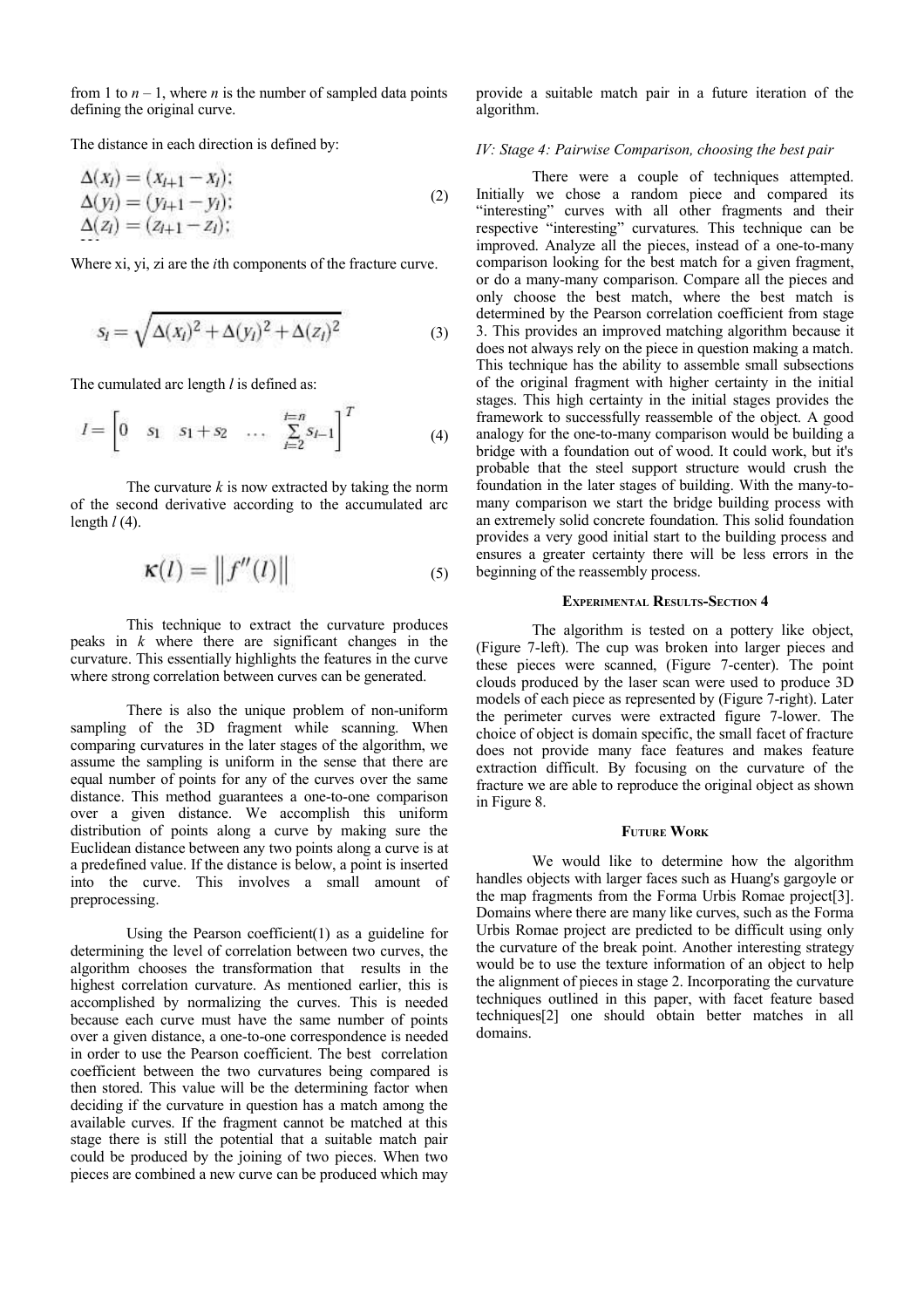from 1 to $n - 1$, where $n$ is the number of sampled data points defining the original curve.

The distance in each direction is defined by:

$$\Delta(x_i) = (x_{i+1} - x_i);$$
$$\Delta(y_i) = (y_{i+1} - y_i);$$
$$\Delta(z_i) = (z_{i+1} - z_i); \tag{2}$$

Where xi, yi, zi are the $i$th components of the fracture curve.

$$s_i = \sqrt{\Delta(x_i)^2 + \Delta(y_i)^2 + \Delta(z_i)^2} \tag{3}$$

The cumulated arc length $l$ is defined as:

$$l = \begin{bmatrix} 0 & s_1 & s_1 + s_2 & \dots & \sum_{i=2}^{i=n} s_{i-1} \end{bmatrix}^T \tag{4}$$

The curvature $k$ is now extracted by taking the norm of the second derivative according to the accumulated arc length $l$ (4).

$$\kappa(l) = \left\| f''(l) \right\| \tag{5}$$

This technique to extract the curvature produces peaks in $k$ where there are significant changes in the curvature. This essentially highlights the features in the curve where strong correlation between curves can be generated.

There is also the unique problem of non-uniform sampling of the 3D fragment while scanning. When comparing curvatures in the later stages of the algorithm, we assume the sampling is uniform in the sense that there are equal number of points for any of the curves over the same distance. This method guarantees a one-to-one comparison over a given distance. We accomplish this uniform distribution of points along a curve by making sure the Euclidean distance between any two points along a curve is at a predefined value. If the distance is below, a point is inserted into the curve. This involves a small amount of preprocessing.

Using the Pearson coefficient(1) as a guideline for determining the level of correlation between two curves, the algorithm chooses the transformation that results in the highest correlation curvature. As mentioned earlier, this is accomplished by normalizing the curves. This is needed because each curve must have the same number of points over a given distance, a one-to-one correspondence is needed in order to use the Pearson coefficient. The best correlation coefficient between the two curvatures being compared is then stored. This value will be the determining factor when deciding if the curvature in question has a match among the available curves. If the fragment cannot be matched at this stage there is still the potential that a suitable match pair could be produced by the joining of two pieces. When two pieces are combined a new curve can be produced which may provide a suitable match pair in a future iteration of the algorithm.

*IV: Stage 4: Pairwise Comparison, choosing the best pair*

There were a couple of techniques attempted. Initially we chose a random piece and compared its "interesting" curves with all other fragments and their respective "interesting" curvatures. This technique can be improved. Analyze all the pieces, instead of a one-to-many comparison looking for the best match for a given fragment, or do a many-many comparison. Compare all the pieces and only choose the best match, where the best match is determined by the Pearson correlation coefficient from stage 3. This provides an improved matching algorithm because it does not always rely on the piece in question making a match. This technique has the ability to assemble small subsections of the original fragment with higher certainty in the initial stages. This high certainty in the initial stages provides the framework to successfully reassemble of the object. A good analogy for the one-to-many comparison would be building a bridge with a foundation out of wood. It could work, but it's probable that the steel support structure would crush the foundation in the later stages of building. With the many-to-many comparison we start the bridge building process with an extremely solid concrete foundation. This solid foundation provides a very good initial start to the building process and ensures a greater certainty there will be less errors in the beginning of the reassembly process.

## Experimental Results-Section 4

The algorithm is tested on a pottery like object, (Figure 7-left). The cup was broken into larger pieces and these pieces were scanned, (Figure 7-center). The point clouds produced by the laser scan were used to produce 3D models of each piece as represented by (Figure 7-right). Later the perimeter curves were extracted figure 7-lower. The choice of object is domain specific, the small facet of fracture does not provide many face features and makes feature extraction difficult. By focusing on the curvature of the fracture we are able to reproduce the original object as shown in Figure 8.

## Future Work

We would like to determine how the algorithm handles objects with larger faces such as Huang's gargoyle or the map fragments from the Forma Urbis Romae project[3]. Domains where there are many like curves, such as the Forma Urbis Romae project are predicted to be difficult using only the curvature of the break point. Another interesting strategy would be to use the texture information of an object to help the alignment of pieces in stage 2. Incorporating the curvature techniques outlined in this paper, with facet feature based techniques[2] one should obtain better matches in all domains.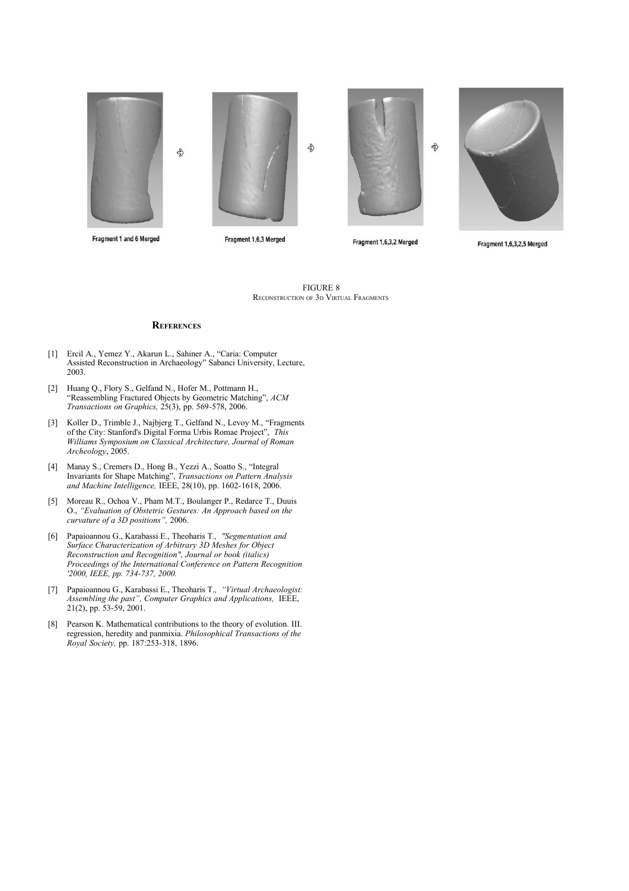Fragment 1 and 6 Merged

Fragment 1,6,3 Merged

Fragment 1,6,3,2 Merged

Fragment 1,6,3,2,5 Merged

FIGURE 8
RECONSTRUCTION OF 3D VIRTUAL FRAGMENTS

## REFERENCES

[1] Ercil A., Yemez Y., Akarun L., Sahiner A., "Caria: Computer Assisted Reconstruction in Archaeology" Sabanci University, Lecture, 2003.

[2] Huang Q., Flory S., Gelfand N., Hofer M., Pottmann H., "Reassembling Fractured Objects by Geometric Matching", *ACM Transactions on Graphics,* 25(3), pp. 569-578, 2006.

[3] Koller D., Trimble J., Najbjerg T., Gelfand N., Levoy M., "Fragments of the City: Stanford's Digital Forma Urbis Romae Project", *This Williams Symposium on Classical Architecture, Journal of Roman Archeology*, 2005.

[4] Manay S., Cremers D., Hong B., Yezzi A., Soatto S., "Integral Invariants for Shape Matching", *Transactions on Pattern Analysis and Machine Intelligence,* IEEE, 28(10), pp. 1602-1618, 2006.

[5] Moreau R., Ochoa V., Pham M.T., Boulanger P., Redarce T., Duuis O., *"Evaluation of Obstetric Gestures: An Approach based on the curvature of a 3D positions",* 2006.

[6] Papaioannou G., Karabassi E., Theoharis T., *"Segmentation and Surface Characterization of Arbitrary 3D Meshes for Object Reconstruction and Recognition", Journal or book (italics) Proceedings of the International Conference on Pattern Recognition '2000, IEEE, pp. 734-737, 2000.*

[7] Papaioannou G., Karabassi E., Theoharis T., *"Virtual Archaeologist: Assembling the past", Computer Graphics and Applications,* IEEE, 21(2), pp. 53-59, 2001.

[8] Pearson K. Mathematical contributions to the theory of evolution. III. regression, heredity and panmixia. *Philosophical Transactions of the Royal Society,* pp. 187:253-318, 1896.